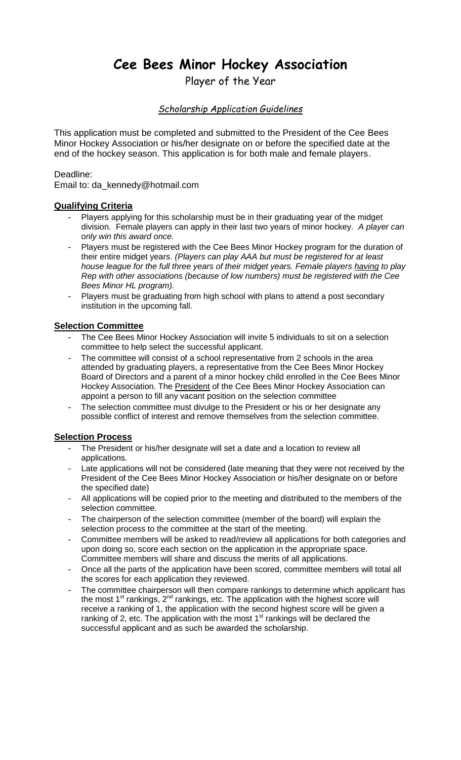# Cee Bees Minor Hockey Association

## Player of the Year

### *Scholarship Application Guidelines*

This application must be completed and submitted to the President of the Cee Bees Minor Hockey Association or his/her designate on or before the specified date at the end of the hockey season. This application is for both male and female players.

Deadline:
Email to: da_kennedy@hotmail.com

**Qualifying Criteria**

- Players applying for this scholarship must be in their graduating year of the midget division. Female players can apply in their last two years of minor hockey. *A player can only win this award once.*
- Players must be registered with the Cee Bees Minor Hockey program for the duration of their entire midget years. *(Players can play AAA but must be registered for at least house league for the full three years of their midget years. Female players having to play Rep with other associations (because of low numbers) must be registered with the Cee Bees Minor HL program).*
- Players must be graduating from high school with plans to attend a post secondary institution in the upcoming fall.

**Selection Committee**

- The Cee Bees Minor Hockey Association will invite 5 individuals to sit on a selection committee to help select the successful applicant.
- The committee will consist of a school representative from 2 schools in the area attended by graduating players, a representative from the Cee Bees Minor Hockey Board of Directors and a parent of a minor hockey child enrolled in the Cee Bees Minor Hockey Association. The President of the Cee Bees Minor Hockey Association can appoint a person to fill any vacant position on the selection committee
- The selection committee must divulge to the President or his or her designate any possible conflict of interest and remove themselves from the selection committee.

**Selection Process**

- The President or his/her designate will set a date and a location to review all applications.
- Late applications will not be considered (late meaning that they were not received by the President of the Cee Bees Minor Hockey Association or his/her designate on or before the specified date)
- All applications will be copied prior to the meeting and distributed to the members of the selection committee.
- The chairperson of the selection committee (member of the board) will explain the selection process to the committee at the start of the meeting.
- Committee members will be asked to read/review all applications for both categories and upon doing so, score each section on the application in the appropriate space. Committee members will share and discuss the merits of all applications.
- Once all the parts of the application have been scored, committee members will total all the scores for each application they reviewed.
- The committee chairperson will then compare rankings to determine which applicant has the most 1st rankings, 2nd rankings, etc. The application with the highest score will receive a ranking of 1, the application with the second highest score will be given a ranking of 2, etc. The application with the most 1st rankings will be declared the successful applicant and as such be awarded the scholarship.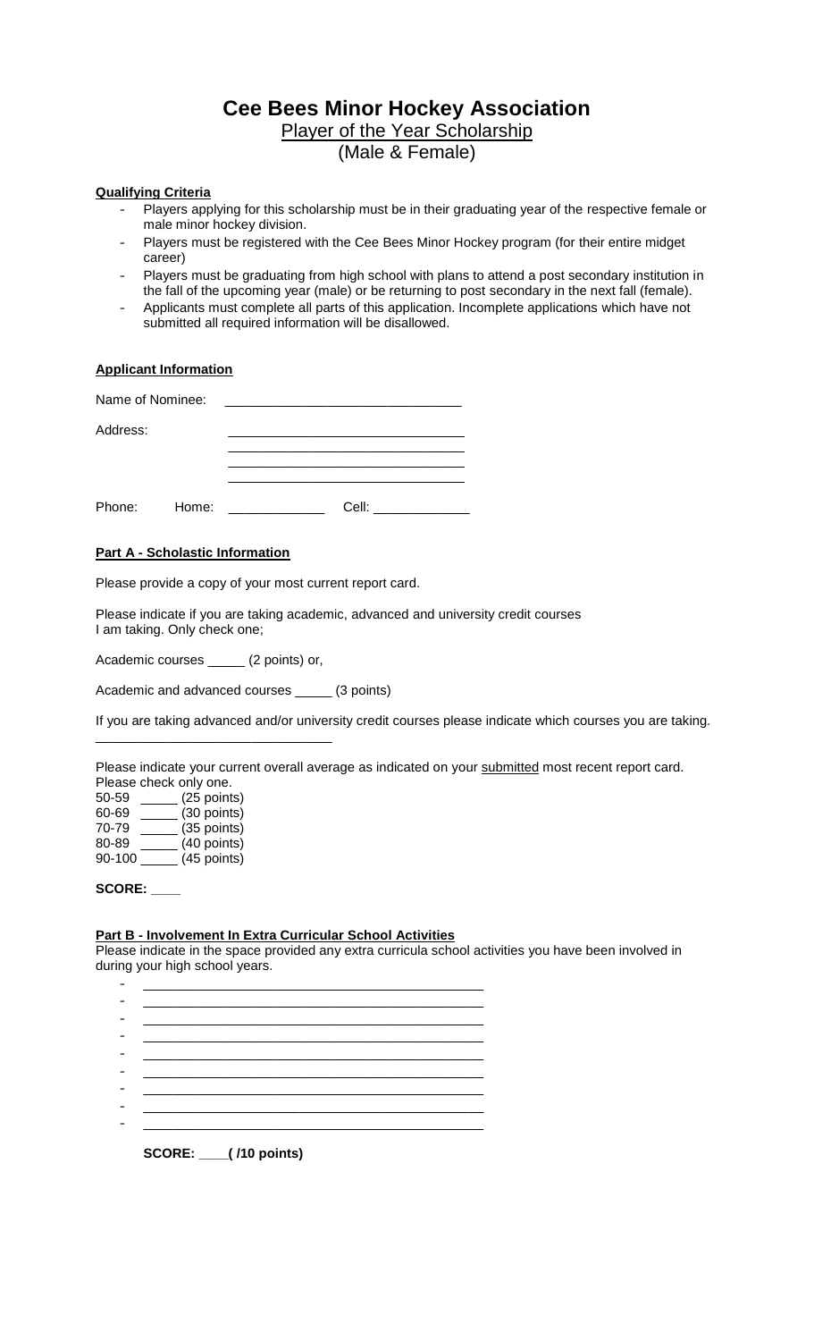# Cee Bees Minor Hockey Association

## Player of the Year Scholarship

(Male & Female)

**Qualifying Criteria**

- Players applying for this scholarship must be in their graduating year of the respective female or male minor hockey division.
- Players must be registered with the Cee Bees Minor Hockey program (for their entire midget career)
- Players must be graduating from high school with plans to attend a post secondary institution in the fall of the upcoming year (male) or be returning to post secondary in the next fall (female).
- Applicants must complete all parts of this application. Incomplete applications which have not submitted all required information will be disallowed.

**Applicant Information**

Name of Nominee: ________________________________

Address: ________________________________
________________________________
________________________________
________________________________

Phone: Home: _____________ Cell: _____________

**Part A - Scholastic Information**

Please provide a copy of your most current report card.

Please indicate if you are taking academic, advanced and university credit courses I am taking. Only check one;

Academic courses _____ (2 points) or,

Academic and advanced courses _____ (3 points)

If you are taking advanced and/or university credit courses please indicate which courses you are taking.

________________________________

Please indicate your current overall average as indicated on your submitted most recent report card. Please check only one.

50-59 _____ (25 points)
60-69 _____ (30 points)
70-79 _____ (35 points)
80-89 _____ (40 points)
90-100 _____ (45 points)

**SCORE: ____**

**Part B - Involvement In Extra Curricular School Activities**

Please indicate in the space provided any extra curricula school activities you have been involved in during your high school years.

- ________________________________
- ________________________________
- ________________________________
- ________________________________
- ________________________________
- ________________________________
- ________________________________
- ________________________________
- ________________________________

**SCORE: ____( /10 points)**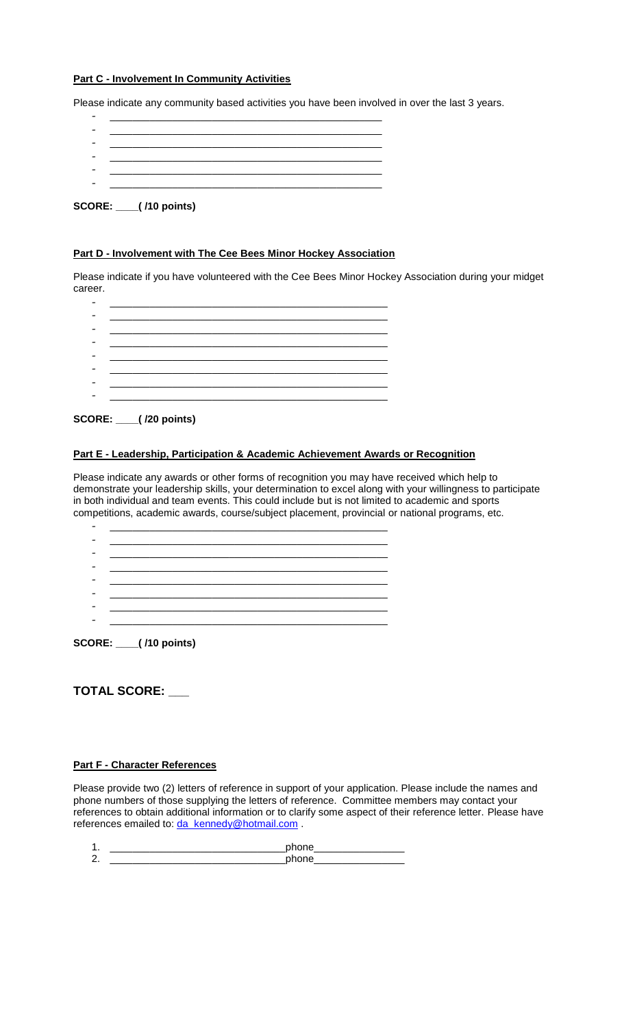**Part C - Involvement In Community Activities**

Please indicate any community based activities you have been involved in over the last 3 years.

- \_\_\_\_\_\_\_\_\_\_\_\_\_\_\_\_\_\_\_\_\_\_\_\_\_\_\_\_\_\_\_\_\_\_\_\_\_\_\_\_\_\_\_\_
- \_\_\_\_\_\_\_\_\_\_\_\_\_\_\_\_\_\_\_\_\_\_\_\_\_\_\_\_\_\_\_\_\_\_\_\_\_\_\_\_\_\_\_\_
- \_\_\_\_\_\_\_\_\_\_\_\_\_\_\_\_\_\_\_\_\_\_\_\_\_\_\_\_\_\_\_\_\_\_\_\_\_\_\_\_\_\_\_\_
- \_\_\_\_\_\_\_\_\_\_\_\_\_\_\_\_\_\_\_\_\_\_\_\_\_\_\_\_\_\_\_\_\_\_\_\_\_\_\_\_\_\_\_\_
- \_\_\_\_\_\_\_\_\_\_\_\_\_\_\_\_\_\_\_\_\_\_\_\_\_\_\_\_\_\_\_\_\_\_\_\_\_\_\_\_\_\_\_\_
- \_\_\_\_\_\_\_\_\_\_\_\_\_\_\_\_\_\_\_\_\_\_\_\_\_\_\_\_\_\_\_\_\_\_\_\_\_\_\_\_\_\_\_\_

**SCORE: \_\_\_\_( /10 points)**

**Part D - Involvement with The Cee Bees Minor Hockey Association**

Please indicate if you have volunteered with the Cee Bees Minor Hockey Association during your midget career.

- \_\_\_\_\_\_\_\_\_\_\_\_\_\_\_\_\_\_\_\_\_\_\_\_\_\_\_\_\_\_\_\_\_\_\_\_\_\_\_\_\_\_\_\_
- \_\_\_\_\_\_\_\_\_\_\_\_\_\_\_\_\_\_\_\_\_\_\_\_\_\_\_\_\_\_\_\_\_\_\_\_\_\_\_\_\_\_\_\_
- \_\_\_\_\_\_\_\_\_\_\_\_\_\_\_\_\_\_\_\_\_\_\_\_\_\_\_\_\_\_\_\_\_\_\_\_\_\_\_\_\_\_\_\_
- \_\_\_\_\_\_\_\_\_\_\_\_\_\_\_\_\_\_\_\_\_\_\_\_\_\_\_\_\_\_\_\_\_\_\_\_\_\_\_\_\_\_\_\_
- \_\_\_\_\_\_\_\_\_\_\_\_\_\_\_\_\_\_\_\_\_\_\_\_\_\_\_\_\_\_\_\_\_\_\_\_\_\_\_\_\_\_\_\_
- \_\_\_\_\_\_\_\_\_\_\_\_\_\_\_\_\_\_\_\_\_\_\_\_\_\_\_\_\_\_\_\_\_\_\_\_\_\_\_\_\_\_\_\_
- \_\_\_\_\_\_\_\_\_\_\_\_\_\_\_\_\_\_\_\_\_\_\_\_\_\_\_\_\_\_\_\_\_\_\_\_\_\_\_\_\_\_\_\_
- \_\_\_\_\_\_\_\_\_\_\_\_\_\_\_\_\_\_\_\_\_\_\_\_\_\_\_\_\_\_\_\_\_\_\_\_\_\_\_\_\_\_\_\_

**SCORE: \_\_\_\_( /20 points)**

**Part E - Leadership, Participation & Academic Achievement Awards or Recognition**

Please indicate any awards or other forms of recognition you may have received which help to demonstrate your leadership skills, your determination to excel along with your willingness to participate in both individual and team events. This could include but is not limited to academic and sports competitions, academic awards, course/subject placement, provincial or national programs, etc.

- \_\_\_\_\_\_\_\_\_\_\_\_\_\_\_\_\_\_\_\_\_\_\_\_\_\_\_\_\_\_\_\_\_\_\_\_\_\_\_\_\_\_\_\_
- \_\_\_\_\_\_\_\_\_\_\_\_\_\_\_\_\_\_\_\_\_\_\_\_\_\_\_\_\_\_\_\_\_\_\_\_\_\_\_\_\_\_\_\_
- \_\_\_\_\_\_\_\_\_\_\_\_\_\_\_\_\_\_\_\_\_\_\_\_\_\_\_\_\_\_\_\_\_\_\_\_\_\_\_\_\_\_\_\_
- \_\_\_\_\_\_\_\_\_\_\_\_\_\_\_\_\_\_\_\_\_\_\_\_\_\_\_\_\_\_\_\_\_\_\_\_\_\_\_\_\_\_\_\_
- \_\_\_\_\_\_\_\_\_\_\_\_\_\_\_\_\_\_\_\_\_\_\_\_\_\_\_\_\_\_\_\_\_\_\_\_\_\_\_\_\_\_\_\_
- \_\_\_\_\_\_\_\_\_\_\_\_\_\_\_\_\_\_\_\_\_\_\_\_\_\_\_\_\_\_\_\_\_\_\_\_\_\_\_\_\_\_\_\_
- \_\_\_\_\_\_\_\_\_\_\_\_\_\_\_\_\_\_\_\_\_\_\_\_\_\_\_\_\_\_\_\_\_\_\_\_\_\_\_\_\_\_\_\_
- \_\_\_\_\_\_\_\_\_\_\_\_\_\_\_\_\_\_\_\_\_\_\_\_\_\_\_\_\_\_\_\_\_\_\_\_\_\_\_\_\_\_\_\_

**SCORE: \_\_\_\_( /10 points)**

## TOTAL SCORE: \_\_\_

**Part F - Character References**

Please provide two (2) letters of reference in support of your application. Please include the names and phone numbers of those supplying the letters of reference. Committee members may contact your references to obtain additional information or to clarify some aspect of their reference letter. Please have references emailed to: da_kennedy@hotmail.com .

1. \_\_\_\_\_\_\_\_\_\_\_\_\_\_\_\_\_\_\_\_\_\_\_\_\_\_\_\_phone\_\_\_\_\_\_\_\_\_\_\_\_\_\_\_
2. \_\_\_\_\_\_\_\_\_\_\_\_\_\_\_\_\_\_\_\_\_\_\_\_\_\_\_\_phone\_\_\_\_\_\_\_\_\_\_\_\_\_\_\_